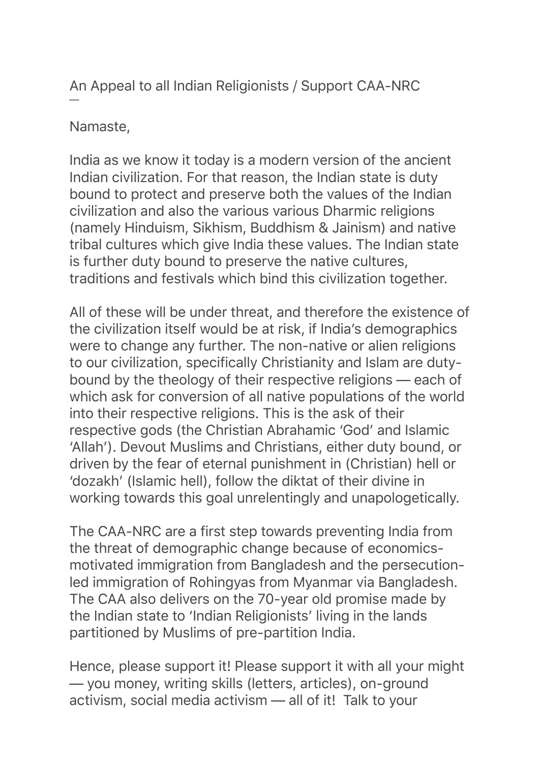An Appeal to all Indian Religionists / Support CAA-NRC
—

Namaste,

India as we know it today is a modern version of the ancient Indian civilization. For that reason, the Indian state is duty bound to protect and preserve both the values of the Indian civilization and also the various various Dharmic religions (namely Hinduism, Sikhism, Buddhism & Jainism) and native tribal cultures which give India these values. The Indian state is further duty bound to preserve the native cultures, traditions and festivals which bind this civilization together.

All of these will be under threat, and therefore the existence of the civilization itself would be at risk, if India's demographics were to change any further. The non-native or alien religions to our civilization, specifically Christianity and Islam are duty-bound by the theology of their respective religions — each of which ask for conversion of all native populations of the world into their respective religions. This is the ask of their respective gods (the Christian Abrahamic 'God' and Islamic 'Allah'). Devout Muslims and Christians, either duty bound, or driven by the fear of eternal punishment in (Christian) hell or 'dozakh' (Islamic hell), follow the diktat of their divine in working towards this goal unrelentingly and unapologetically.

The CAA-NRC are a first step towards preventing India from the threat of demographic change because of economics-motivated immigration from Bangladesh and the persecution-led immigration of Rohingyas from Myanmar via Bangladesh. The CAA also delivers on the 70-year old promise made by the Indian state to 'Indian Religionists' living in the lands partitioned by Muslims of pre-partition India.

Hence, please support it! Please support it with all your might — you money, writing skills (letters, articles), on-ground activism, social media activism — all of it!  Talk to your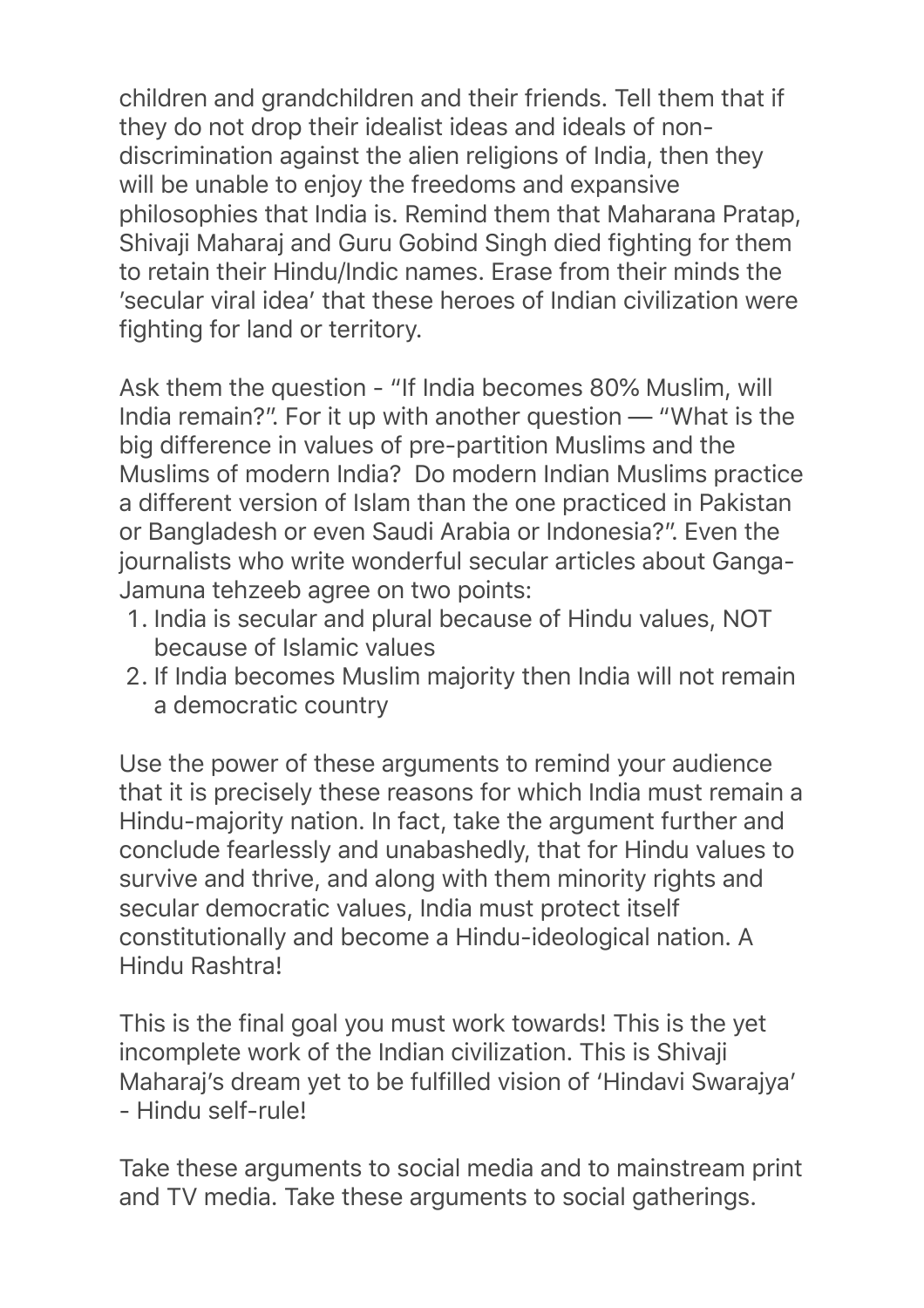children and grandchildren and their friends. Tell them that if they do not drop their idealist ideas and ideals of non-discrimination against the alien religions of India, then they will be unable to enjoy the freedoms and expansive philosophies that India is. Remind them that Maharana Pratap, Shivaji Maharaj and Guru Gobind Singh died fighting for them to retain their Hindu/Indic names. Erase from their minds the 'secular viral idea' that these heroes of Indian civilization were fighting for land or territory.

Ask them the question - "If India becomes 80% Muslim, will India remain?". For it up with another question — "What is the big difference in values of pre-partition Muslims and the Muslims of modern India? Do modern Indian Muslims practice a different version of Islam than the one practiced in Pakistan or Bangladesh or even Saudi Arabia or Indonesia?". Even the journalists who write wonderful secular articles about Ganga-Jamuna tehzeeb agree on two points:

1. India is secular and plural because of Hindu values, NOT because of Islamic values
2. If India becomes Muslim majority then India will not remain a democratic country

Use the power of these arguments to remind your audience that it is precisely these reasons for which India must remain a Hindu-majority nation. In fact, take the argument further and conclude fearlessly and unabashedly, that for Hindu values to survive and thrive, and along with them minority rights and secular democratic values, India must protect itself constitutionally and become a Hindu-ideological nation. A Hindu Rashtra!

This is the final goal you must work towards! This is the yet incomplete work of the Indian civilization. This is Shivaji Maharaj's dream yet to be fulfilled vision of 'Hindavi Swarajya' - Hindu self-rule!

Take these arguments to social media and to mainstream print and TV media. Take these arguments to social gatherings.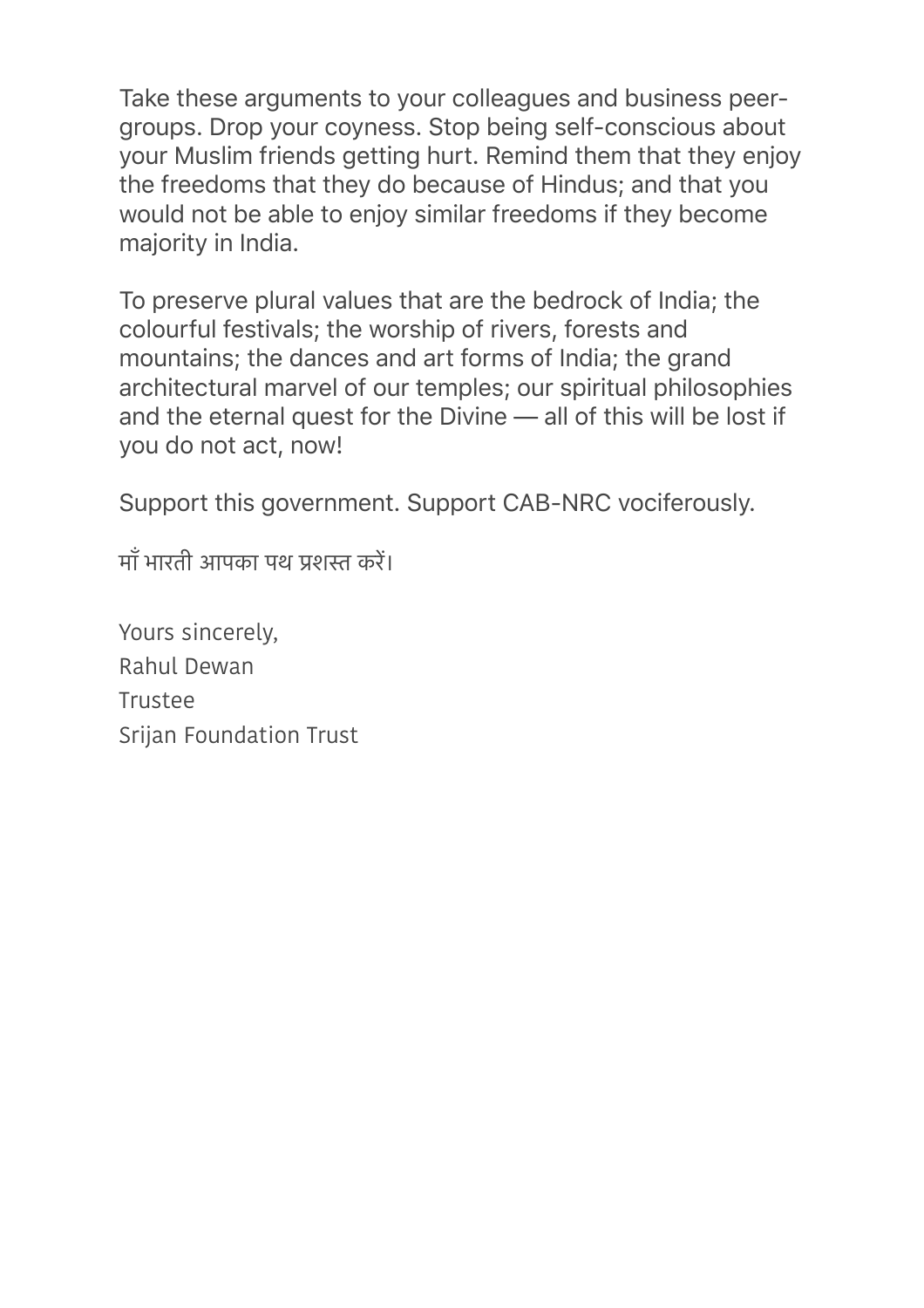Take these arguments to your colleagues and business peer-groups. Drop your coyness. Stop being self-conscious about your Muslim friends getting hurt. Remind them that they enjoy the freedoms that they do because of Hindus; and that you would not be able to enjoy similar freedoms if they become majority in India.

To preserve plural values that are the bedrock of India; the colourful festivals; the worship of rivers, forests and mountains; the dances and art forms of India; the grand architectural marvel of our temples; our spiritual philosophies and the eternal quest for the Divine — all of this will be lost if you do not act, now!

Support this government. Support CAB-NRC vociferously.

माँ भारती आपका पथ प्रशस्त करें।

Yours sincerely,
Rahul Dewan
Trustee
Srijan Foundation Trust